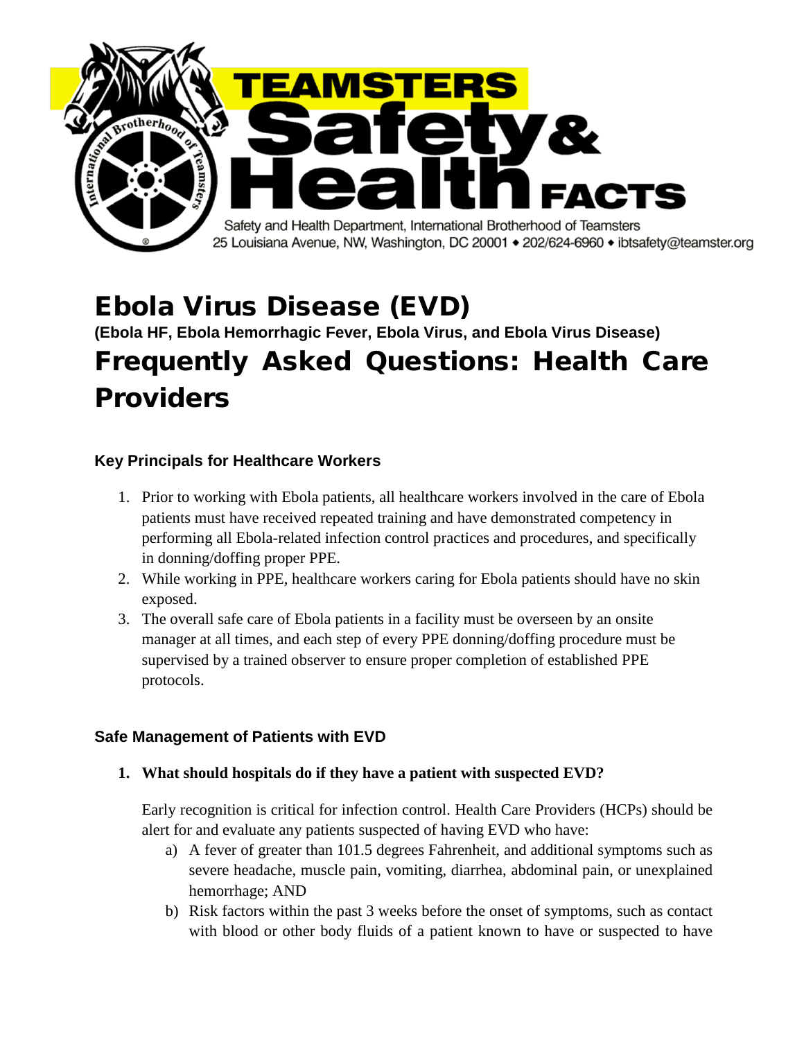TEAMSTERS Safety & Health FACTS

Safety and Health Department, International Brotherhood of Teamsters
25 Louisiana Avenue, NW, Washington, DC 20001 • 202/624-6960 • ibtsafety@teamster.org

# Ebola Virus Disease (EVD)

**(Ebola HF, Ebola Hemorrhagic Fever, Ebola Virus, and Ebola Virus Disease)**

# Frequently Asked Questions: Health Care Providers

### Key Principals for Healthcare Workers

1. Prior to working with Ebola patients, all healthcare workers involved in the care of Ebola patients must have received repeated training and have demonstrated competency in performing all Ebola-related infection control practices and procedures, and specifically in donning/doffing proper PPE.
2. While working in PPE, healthcare workers caring for Ebola patients should have no skin exposed.
3. The overall safe care of Ebola patients in a facility must be overseen by an onsite manager at all times, and each step of every PPE donning/doffing procedure must be supervised by a trained observer to ensure proper completion of established PPE protocols.

### Safe Management of Patients with EVD

1. **What should hospitals do if they have a patient with suspected EVD?**

   Early recognition is critical for infection control. Health Care Providers (HCPs) should be alert for and evaluate any patients suspected of having EVD who have:

   a) A fever of greater than 101.5 degrees Fahrenheit, and additional symptoms such as severe headache, muscle pain, vomiting, diarrhea, abdominal pain, or unexplained hemorrhage; AND
   b) Risk factors within the past 3 weeks before the onset of symptoms, such as contact with blood or other body fluids of a patient known to have or suspected to have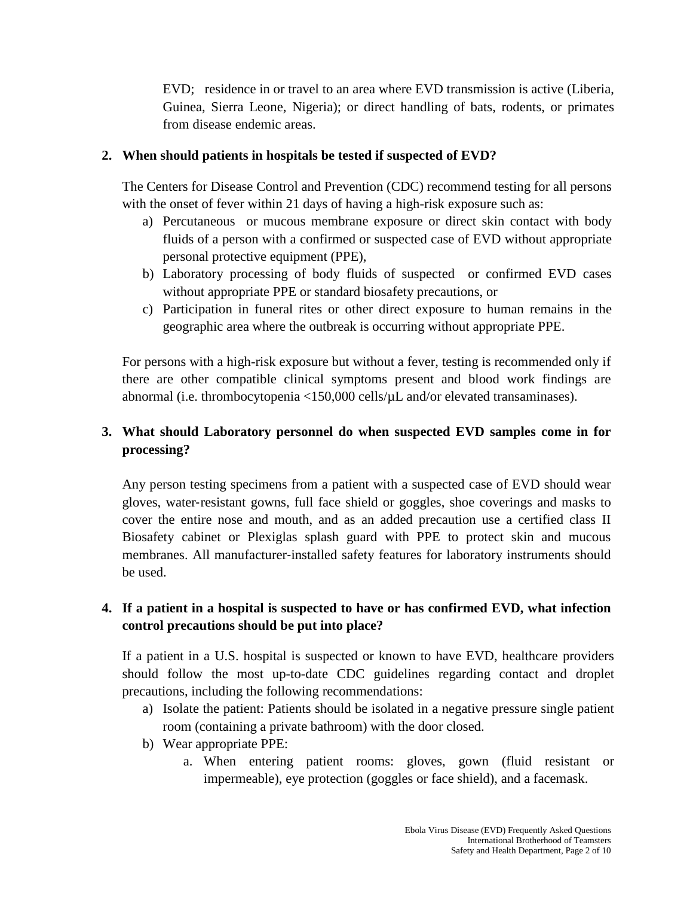EVD; residence in or travel to an area where EVD transmission is active (Liberia, Guinea, Sierra Leone, Nigeria); or direct handling of bats, rodents, or primates from disease endemic areas.

**2. When should patients in hospitals be tested if suspected of EVD?**

The Centers for Disease Control and Prevention (CDC) recommend testing for all persons with the onset of fever within 21 days of having a high-risk exposure such as:

a) Percutaneous or mucous membrane exposure or direct skin contact with body fluids of a person with a confirmed or suspected case of EVD without appropriate personal protective equipment (PPE),
b) Laboratory processing of body fluids of suspected or confirmed EVD cases without appropriate PPE or standard biosafety precautions, or
c) Participation in funeral rites or other direct exposure to human remains in the geographic area where the outbreak is occurring without appropriate PPE.

For persons with a high-risk exposure but without a fever, testing is recommended only if there are other compatible clinical symptoms present and blood work findings are abnormal (i.e. thrombocytopenia <150,000 cells/μL and/or elevated transaminases).

**3. What should Laboratory personnel do when suspected EVD samples come in for processing?**

Any person testing specimens from a patient with a suspected case of EVD should wear gloves, water-resistant gowns, full face shield or goggles, shoe coverings and masks to cover the entire nose and mouth, and as an added precaution use a certified class II Biosafety cabinet or Plexiglas splash guard with PPE to protect skin and mucous membranes. All manufacturer-installed safety features for laboratory instruments should be used.

**4. If a patient in a hospital is suspected to have or has confirmed EVD, what infection control precautions should be put into place?**

If a patient in a U.S. hospital is suspected or known to have EVD, healthcare providers should follow the most up-to-date CDC guidelines regarding contact and droplet precautions, including the following recommendations:

a) Isolate the patient: Patients should be isolated in a negative pressure single patient room (containing a private bathroom) with the door closed.
b) Wear appropriate PPE:
    a. When entering patient rooms: gloves, gown (fluid resistant or impermeable), eye protection (goggles or face shield), and a facemask.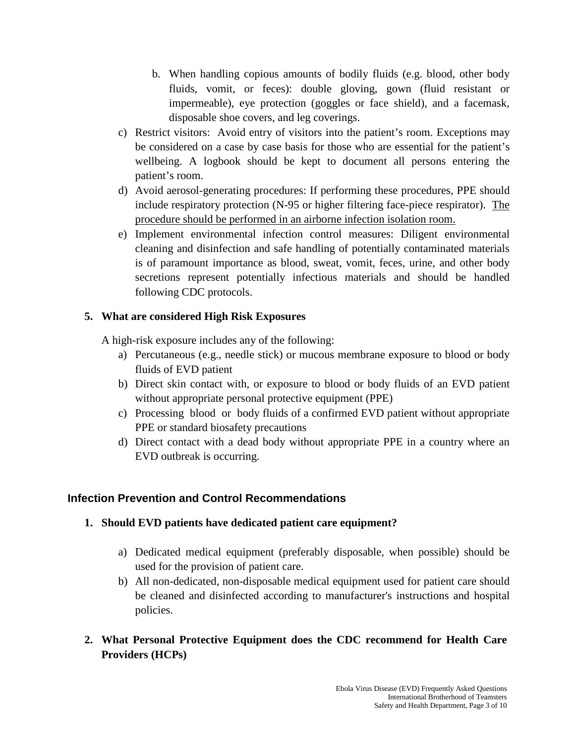b. When handling copious amounts of bodily fluids (e.g. blood, other body fluids, vomit, or feces): double gloving, gown (fluid resistant or impermeable), eye protection (goggles or face shield), and a facemask, disposable shoe covers, and leg coverings.

c) Restrict visitors: Avoid entry of visitors into the patient's room. Exceptions may be considered on a case by case basis for those who are essential for the patient's wellbeing. A logbook should be kept to document all persons entering the patient's room.

d) Avoid aerosol-generating procedures: If performing these procedures, PPE should include respiratory protection (N-95 or higher filtering face-piece respirator). <u>The procedure should be performed in an airborne infection isolation room.</u>

e) Implement environmental infection control measures: Diligent environmental cleaning and disinfection and safe handling of potentially contaminated materials is of paramount importance as blood, sweat, vomit, feces, urine, and other body secretions represent potentially infectious materials and should be handled following CDC protocols.

**5. What are considered High Risk Exposures**

A high-risk exposure includes any of the following:

a) Percutaneous (e.g., needle stick) or mucous membrane exposure to blood or body fluids of EVD patient
b) Direct skin contact with, or exposure to blood or body fluids of an EVD patient without appropriate personal protective equipment (PPE)
c) Processing blood or body fluids of a confirmed EVD patient without appropriate PPE or standard biosafety precautions
d) Direct contact with a dead body without appropriate PPE in a country where an EVD outbreak is occurring.

## Infection Prevention and Control Recommendations

**1. Should EVD patients have dedicated patient care equipment?**

a) Dedicated medical equipment (preferably disposable, when possible) should be used for the provision of patient care.
b) All non-dedicated, non-disposable medical equipment used for patient care should be cleaned and disinfected according to manufacturer's instructions and hospital policies.

**2. What Personal Protective Equipment does the CDC recommend for Health Care Providers (HCPs)**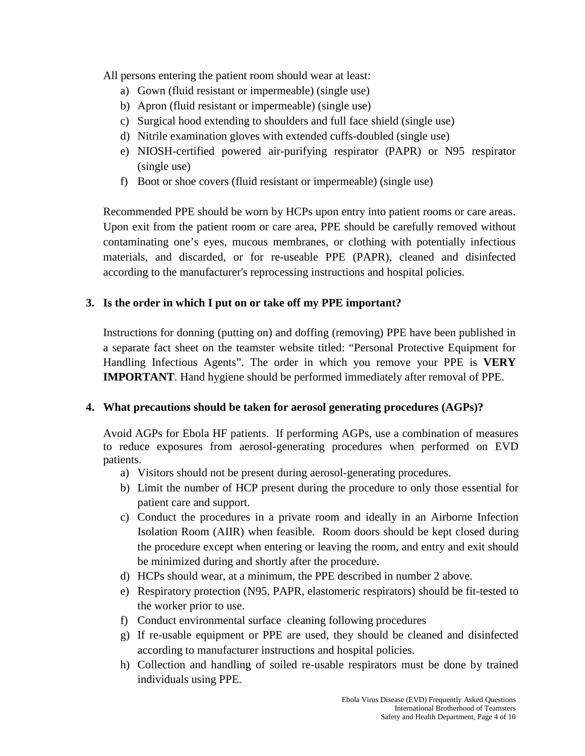All persons entering the patient room should wear at least:

a) Gown (fluid resistant or impermeable) (single use)
b) Apron (fluid resistant or impermeable) (single use)
c) Surgical hood extending to shoulders and full face shield (single use)
d) Nitrile examination gloves with extended cuffs-doubled (single use)
e) NIOSH-certified powered air-purifying respirator (PAPR) or N95 respirator (single use)
f) Boot or shoe covers (fluid resistant or impermeable) (single use)

Recommended PPE should be worn by HCPs upon entry into patient rooms or care areas. Upon exit from the patient room or care area, PPE should be carefully removed without contaminating one's eyes, mucous membranes, or clothing with potentially infectious materials, and discarded, or for re-useable PPE (PAPR), cleaned and disinfected according to the manufacturer's reprocessing instructions and hospital policies.

**3. Is the order in which I put on or take off my PPE important?**

Instructions for donning (putting on) and doffing (removing) PPE have been published in a separate fact sheet on the teamster website titled: "Personal Protective Equipment for Handling Infectious Agents". The order in which you remove your PPE is **VERY IMPORTANT**. Hand hygiene should be performed immediately after removal of PPE.

**4. What precautions should be taken for aerosol generating procedures (AGPs)?**

Avoid AGPs for Ebola HF patients. If performing AGPs, use a combination of measures to reduce exposures from aerosol-generating procedures when performed on EVD patients.

a) Visitors should not be present during aerosol-generating procedures.
b) Limit the number of HCP present during the procedure to only those essential for patient care and support.
c) Conduct the procedures in a private room and ideally in an Airborne Infection Isolation Room (AIIR) when feasible. Room doors should be kept closed during the procedure except when entering or leaving the room, and entry and exit should be minimized during and shortly after the procedure.
d) HCPs should wear, at a minimum, the PPE described in number 2 above.
e) Respiratory protection (N95, PAPR, elastomeric respirators) should be fit-tested to the worker prior to use.
f) Conduct environmental surface cleaning following procedures
g) If re-usable equipment or PPE are used, they should be cleaned and disinfected according to manufacturer instructions and hospital policies.
h) Collection and handling of soiled re-usable respirators must be done by trained individuals using PPE.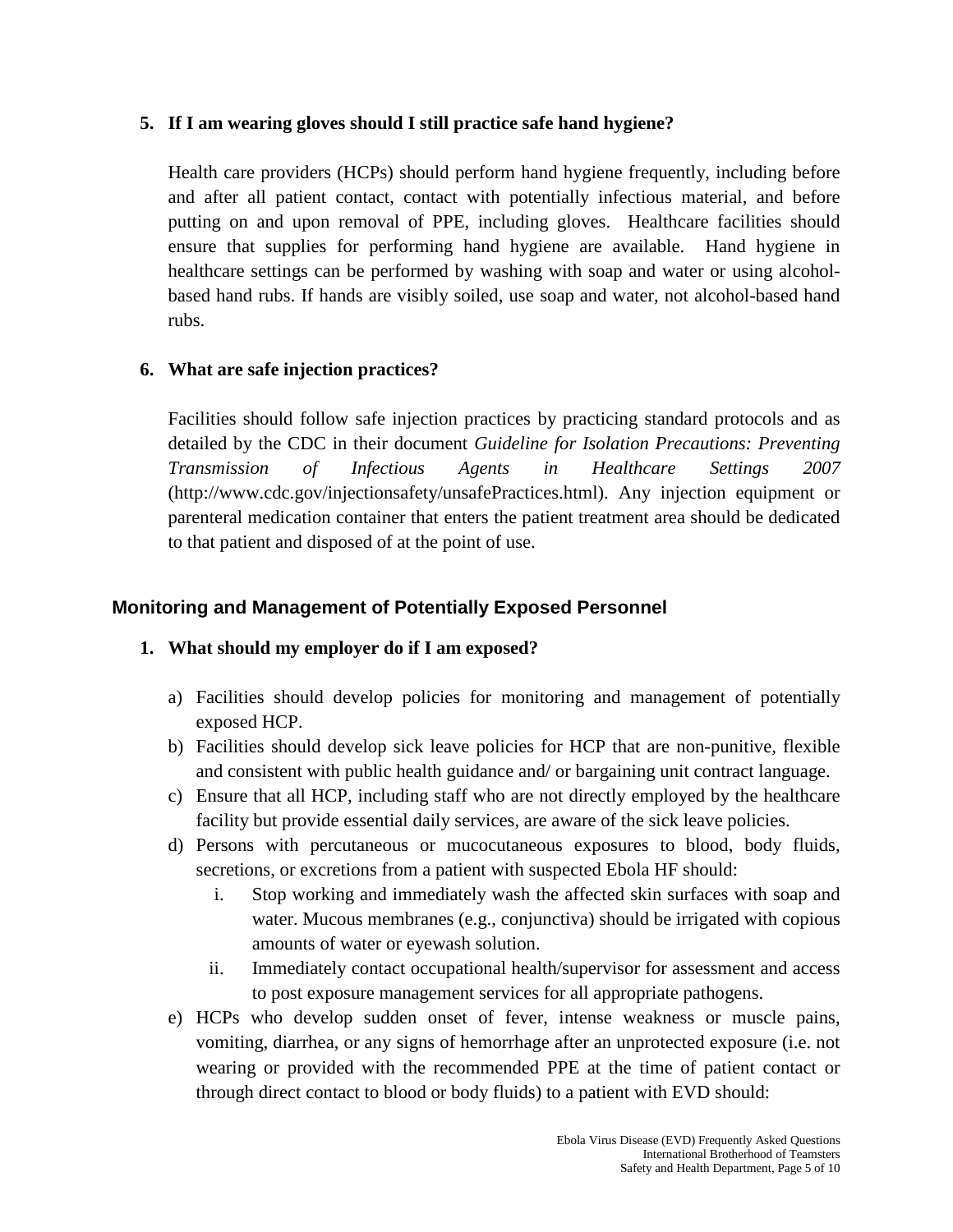5. **If I am wearing gloves should I still practice safe hand hygiene?**

   Health care providers (HCPs) should perform hand hygiene frequently, including before and after all patient contact, contact with potentially infectious material, and before putting on and upon removal of PPE, including gloves. Healthcare facilities should ensure that supplies for performing hand hygiene are available. Hand hygiene in healthcare settings can be performed by washing with soap and water or using alcohol-based hand rubs. If hands are visibly soiled, use soap and water, not alcohol-based hand rubs.

6. **What are safe injection practices?**

   Facilities should follow safe injection practices by practicing standard protocols and as detailed by the CDC in their document *Guideline for Isolation Precautions: Preventing Transmission of Infectious Agents in Healthcare Settings 2007* (http://www.cdc.gov/injectionsafety/unsafePractices.html). Any injection equipment or parenteral medication container that enters the patient treatment area should be dedicated to that patient and disposed of at the point of use.

## Monitoring and Management of Potentially Exposed Personnel

1. **What should my employer do if I am exposed?**

   a) Facilities should develop policies for monitoring and management of potentially exposed HCP.
   b) Facilities should develop sick leave policies for HCP that are non-punitive, flexible and consistent with public health guidance and/ or bargaining unit contract language.
   c) Ensure that all HCP, including staff who are not directly employed by the healthcare facility but provide essential daily services, are aware of the sick leave policies.
   d) Persons with percutaneous or mucocutaneous exposures to blood, body fluids, secretions, or excretions from a patient with suspected Ebola HF should:
      i. Stop working and immediately wash the affected skin surfaces with soap and water. Mucous membranes (e.g., conjunctiva) should be irrigated with copious amounts of water or eyewash solution.
      ii. Immediately contact occupational health/supervisor for assessment and access to post exposure management services for all appropriate pathogens.
   e) HCPs who develop sudden onset of fever, intense weakness or muscle pains, vomiting, diarrhea, or any signs of hemorrhage after an unprotected exposure (i.e. not wearing or provided with the recommended PPE at the time of patient contact or through direct contact to blood or body fluids) to a patient with EVD should: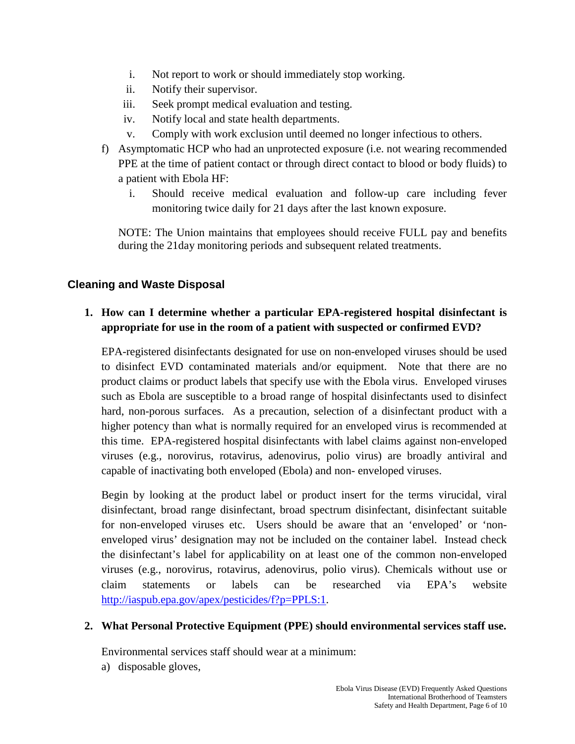i. Not report to work or should immediately stop working.
ii. Notify their supervisor.
iii. Seek prompt medical evaluation and testing.
iv. Notify local and state health departments.
v. Comply with work exclusion until deemed no longer infectious to others.

f) Asymptomatic HCP who had an unprotected exposure (i.e. not wearing recommended PPE at the time of patient contact or through direct contact to blood or body fluids) to a patient with Ebola HF:
   i. Should receive medical evaluation and follow-up care including fever monitoring twice daily for 21 days after the last known exposure.

NOTE: The Union maintains that employees should receive FULL pay and benefits during the 21day monitoring periods and subsequent related treatments.

## Cleaning and Waste Disposal

**1. How can I determine whether a particular EPA-registered hospital disinfectant is appropriate for use in the room of a patient with suspected or confirmed EVD?**

EPA-registered disinfectants designated for use on non-enveloped viruses should be used to disinfect EVD contaminated materials and/or equipment. Note that there are no product claims or product labels that specify use with the Ebola virus. Enveloped viruses such as Ebola are susceptible to a broad range of hospital disinfectants used to disinfect hard, non-porous surfaces. As a precaution, selection of a disinfectant product with a higher potency than what is normally required for an enveloped virus is recommended at this time. EPA-registered hospital disinfectants with label claims against non-enveloped viruses (e.g., norovirus, rotavirus, adenovirus, polio virus) are broadly antiviral and capable of inactivating both enveloped (Ebola) and non- enveloped viruses.

Begin by looking at the product label or product insert for the terms virucidal, viral disinfectant, broad range disinfectant, broad spectrum disinfectant, disinfectant suitable for non-enveloped viruses etc. Users should be aware that an 'enveloped' or 'non-enveloped virus' designation may not be included on the container label. Instead check the disinfectant's label for applicability on at least one of the common non-enveloped viruses (e.g., norovirus, rotavirus, adenovirus, polio virus). Chemicals without use or claim statements or labels can be researched via EPA's website http://iaspub.epa.gov/apex/pesticides/f?p=PPLS:1.

**2. What Personal Protective Equipment (PPE) should environmental services staff use.**

Environmental services staff should wear at a minimum:

a) disposable gloves,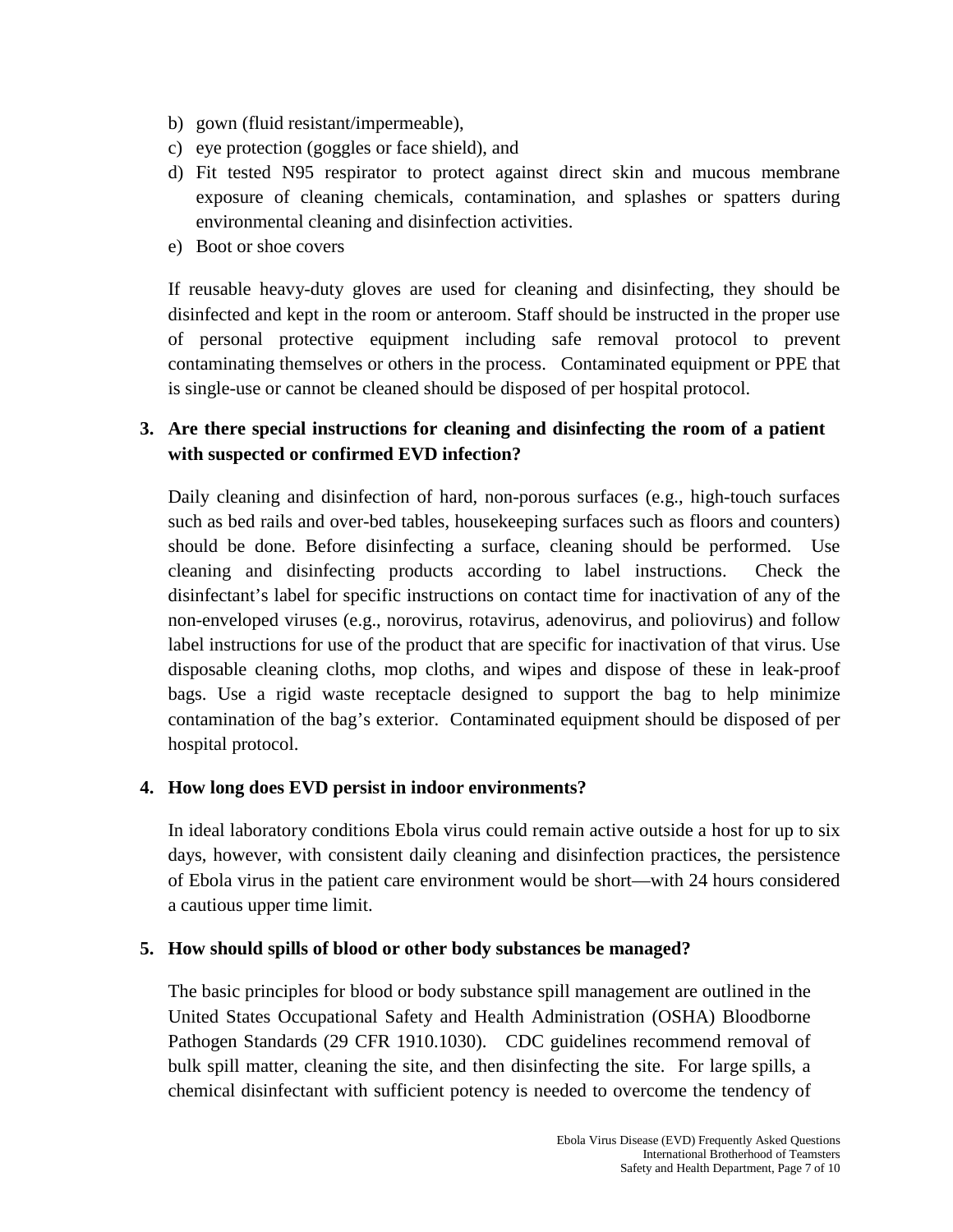b) gown (fluid resistant/impermeable),
c) eye protection (goggles or face shield), and
d) Fit tested N95 respirator to protect against direct skin and mucous membrane exposure of cleaning chemicals, contamination, and splashes or spatters during environmental cleaning and disinfection activities.
e) Boot or shoe covers

If reusable heavy-duty gloves are used for cleaning and disinfecting, they should be disinfected and kept in the room or anteroom. Staff should be instructed in the proper use of personal protective equipment including safe removal protocol to prevent contaminating themselves or others in the process. Contaminated equipment or PPE that is single-use or cannot be cleaned should be disposed of per hospital protocol.

**3. Are there special instructions for cleaning and disinfecting the room of a patient with suspected or confirmed EVD infection?**

Daily cleaning and disinfection of hard, non-porous surfaces (e.g., high-touch surfaces such as bed rails and over-bed tables, housekeeping surfaces such as floors and counters) should be done. Before disinfecting a surface, cleaning should be performed. Use cleaning and disinfecting products according to label instructions. Check the disinfectant's label for specific instructions on contact time for inactivation of any of the non-enveloped viruses (e.g., norovirus, rotavirus, adenovirus, and poliovirus) and follow label instructions for use of the product that are specific for inactivation of that virus. Use disposable cleaning cloths, mop cloths, and wipes and dispose of these in leak-proof bags. Use a rigid waste receptacle designed to support the bag to help minimize contamination of the bag's exterior. Contaminated equipment should be disposed of per hospital protocol.

**4. How long does EVD persist in indoor environments?**

In ideal laboratory conditions Ebola virus could remain active outside a host for up to six days, however, with consistent daily cleaning and disinfection practices, the persistence of Ebola virus in the patient care environment would be short—with 24 hours considered a cautious upper time limit.

**5. How should spills of blood or other body substances be managed?**

The basic principles for blood or body substance spill management are outlined in the United States Occupational Safety and Health Administration (OSHA) Bloodborne Pathogen Standards (29 CFR 1910.1030). CDC guidelines recommend removal of bulk spill matter, cleaning the site, and then disinfecting the site. For large spills, a chemical disinfectant with sufficient potency is needed to overcome the tendency of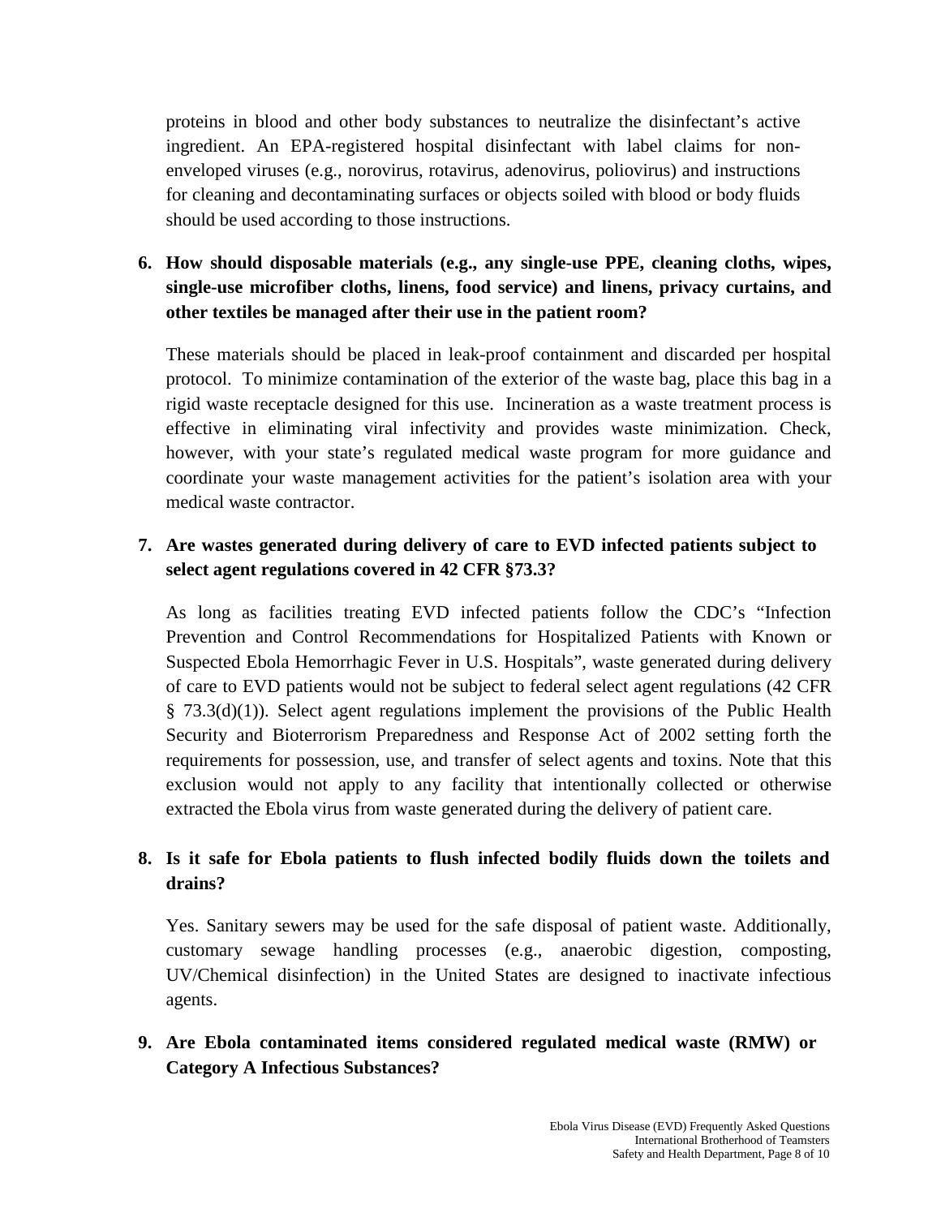proteins in blood and other body substances to neutralize the disinfectant's active ingredient. An EPA-registered hospital disinfectant with label claims for non-enveloped viruses (e.g., norovirus, rotavirus, adenovirus, poliovirus) and instructions for cleaning and decontaminating surfaces or objects soiled with blood or body fluids should be used according to those instructions.

6. **How should disposable materials (e.g., any single-use PPE, cleaning cloths, wipes, single-use microfiber cloths, linens, food service) and linens, privacy curtains, and other textiles be managed after their use in the patient room?**

   These materials should be placed in leak-proof containment and discarded per hospital protocol. To minimize contamination of the exterior of the waste bag, place this bag in a rigid waste receptacle designed for this use. Incineration as a waste treatment process is effective in eliminating viral infectivity and provides waste minimization. Check, however, with your state's regulated medical waste program for more guidance and coordinate your waste management activities for the patient's isolation area with your medical waste contractor.

7. **Are wastes generated during delivery of care to EVD infected patients subject to select agent regulations covered in 42 CFR §73.3?**

   As long as facilities treating EVD infected patients follow the CDC's "Infection Prevention and Control Recommendations for Hospitalized Patients with Known or Suspected Ebola Hemorrhagic Fever in U.S. Hospitals", waste generated during delivery of care to EVD patients would not be subject to federal select agent regulations (42 CFR § 73.3(d)(1)). Select agent regulations implement the provisions of the Public Health Security and Bioterrorism Preparedness and Response Act of 2002 setting forth the requirements for possession, use, and transfer of select agents and toxins. Note that this exclusion would not apply to any facility that intentionally collected or otherwise extracted the Ebola virus from waste generated during the delivery of patient care.

8. **Is it safe for Ebola patients to flush infected bodily fluids down the toilets and drains?**

   Yes. Sanitary sewers may be used for the safe disposal of patient waste. Additionally, customary sewage handling processes (e.g., anaerobic digestion, composting, UV/Chemical disinfection) in the United States are designed to inactivate infectious agents.

9. **Are Ebola contaminated items considered regulated medical waste (RMW) or Category A Infectious Substances?**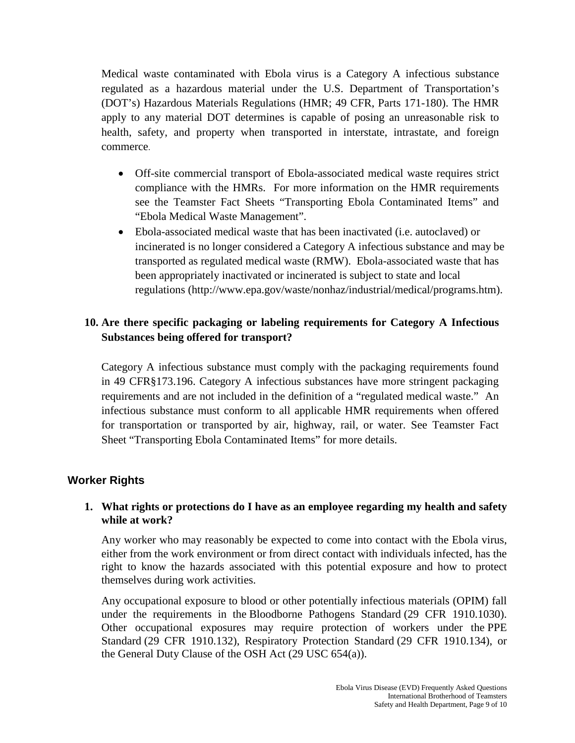Medical waste contaminated with Ebola virus is a Category A infectious substance regulated as a hazardous material under the U.S. Department of Transportation's (DOT's) Hazardous Materials Regulations (HMR; 49 CFR, Parts 171-180). The HMR apply to any material DOT determines is capable of posing an unreasonable risk to health, safety, and property when transported in interstate, intrastate, and foreign commerce.

- Off-site commercial transport of Ebola-associated medical waste requires strict compliance with the HMRs. For more information on the HMR requirements see the Teamster Fact Sheets "Transporting Ebola Contaminated Items" and "Ebola Medical Waste Management".
- Ebola-associated medical waste that has been inactivated (i.e. autoclaved) or incinerated is no longer considered a Category A infectious substance and may be transported as regulated medical waste (RMW). Ebola-associated waste that has been appropriately inactivated or incinerated is subject to state and local regulations (http://www.epa.gov/waste/nonhaz/industrial/medical/programs.htm).

**10. Are there specific packaging or labeling requirements for Category A Infectious Substances being offered for transport?**

Category A infectious substance must comply with the packaging requirements found in 49 CFR§173.196. Category A infectious substances have more stringent packaging requirements and are not included in the definition of a "regulated medical waste." An infectious substance must conform to all applicable HMR requirements when offered for transportation or transported by air, highway, rail, or water. See Teamster Fact Sheet "Transporting Ebola Contaminated Items" for more details.

## Worker Rights

**1. What rights or protections do I have as an employee regarding my health and safety while at work?**

Any worker who may reasonably be expected to come into contact with the Ebola virus, either from the work environment or from direct contact with individuals infected, has the right to know the hazards associated with this potential exposure and how to protect themselves during work activities.

Any occupational exposure to blood or other potentially infectious materials (OPIM) fall under the requirements in the Bloodborne Pathogens Standard (29 CFR 1910.1030). Other occupational exposures may require protection of workers under the PPE Standard (29 CFR 1910.132), Respiratory Protection Standard (29 CFR 1910.134), or the General Duty Clause of the OSH Act (29 USC 654(a)).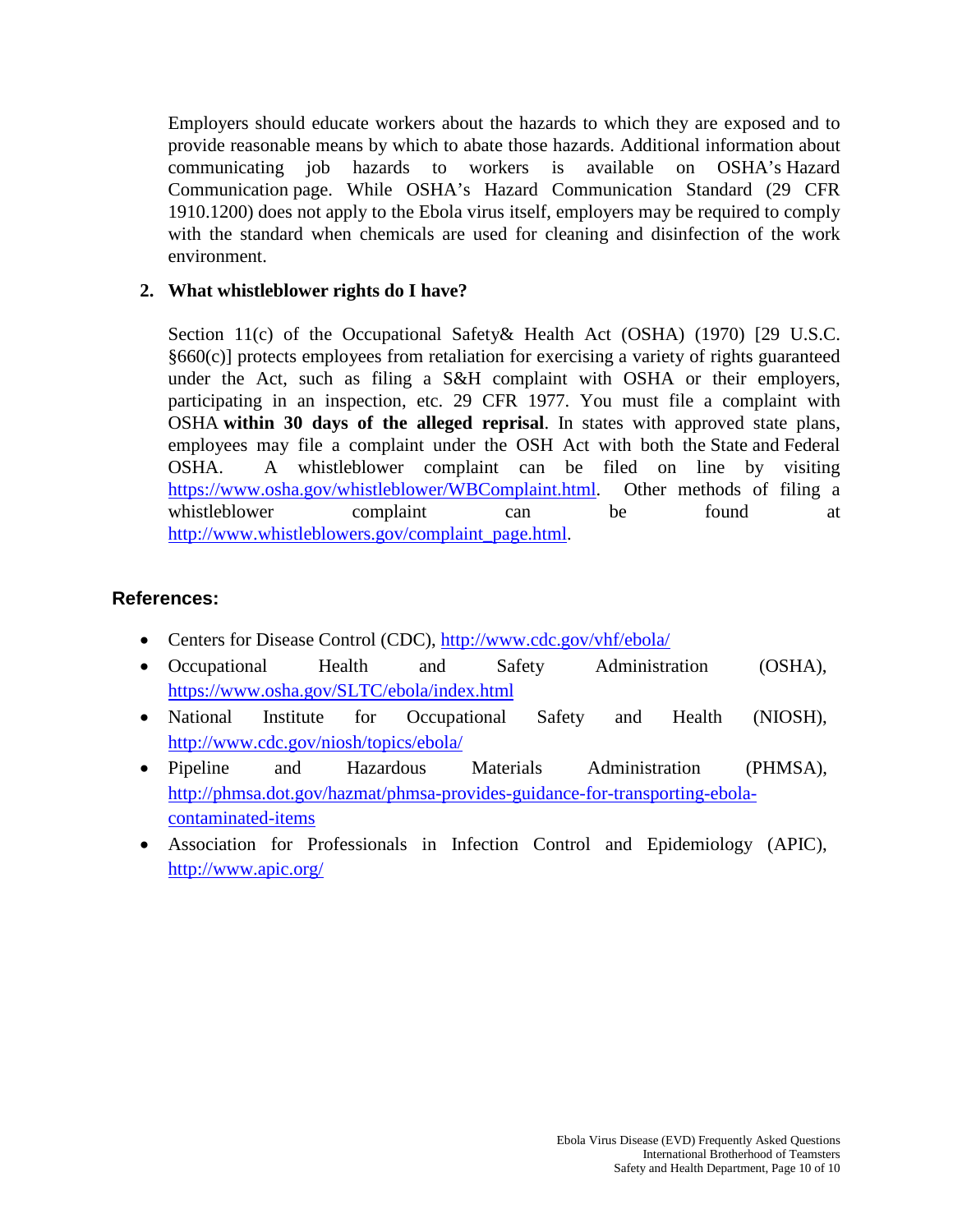Employers should educate workers about the hazards to which they are exposed and to provide reasonable means by which to abate those hazards. Additional information about communicating job hazards to workers is available on OSHA's Hazard Communication page. While OSHA's Hazard Communication Standard (29 CFR 1910.1200) does not apply to the Ebola virus itself, employers may be required to comply with the standard when chemicals are used for cleaning and disinfection of the work environment.

**2. What whistleblower rights do I have?**

Section 11(c) of the Occupational Safety& Health Act (OSHA) (1970) [29 U.S.C. §660(c)] protects employees from retaliation for exercising a variety of rights guaranteed under the Act, such as filing a S&H complaint with OSHA or their employers, participating in an inspection, etc. 29 CFR 1977. You must file a complaint with OSHA **within 30 days of the alleged reprisal**. In states with approved state plans, employees may file a complaint under the OSH Act with both the State and Federal OSHA. A whistleblower complaint can be filed on line by visiting https://www.osha.gov/whistleblower/WBComplaint.html. Other methods of filing a whistleblower complaint can be found at http://www.whistleblowers.gov/complaint_page.html.

## References:

- Centers for Disease Control (CDC), http://www.cdc.gov/vhf/ebola/
- Occupational Health and Safety Administration (OSHA), https://www.osha.gov/SLTC/ebola/index.html
- National Institute for Occupational Safety and Health (NIOSH), http://www.cdc.gov/niosh/topics/ebola/
- Pipeline and Hazardous Materials Administration (PHMSA), http://phmsa.dot.gov/hazmat/phmsa-provides-guidance-for-transporting-ebola-contaminated-items
- Association for Professionals in Infection Control and Epidemiology (APIC), http://www.apic.org/